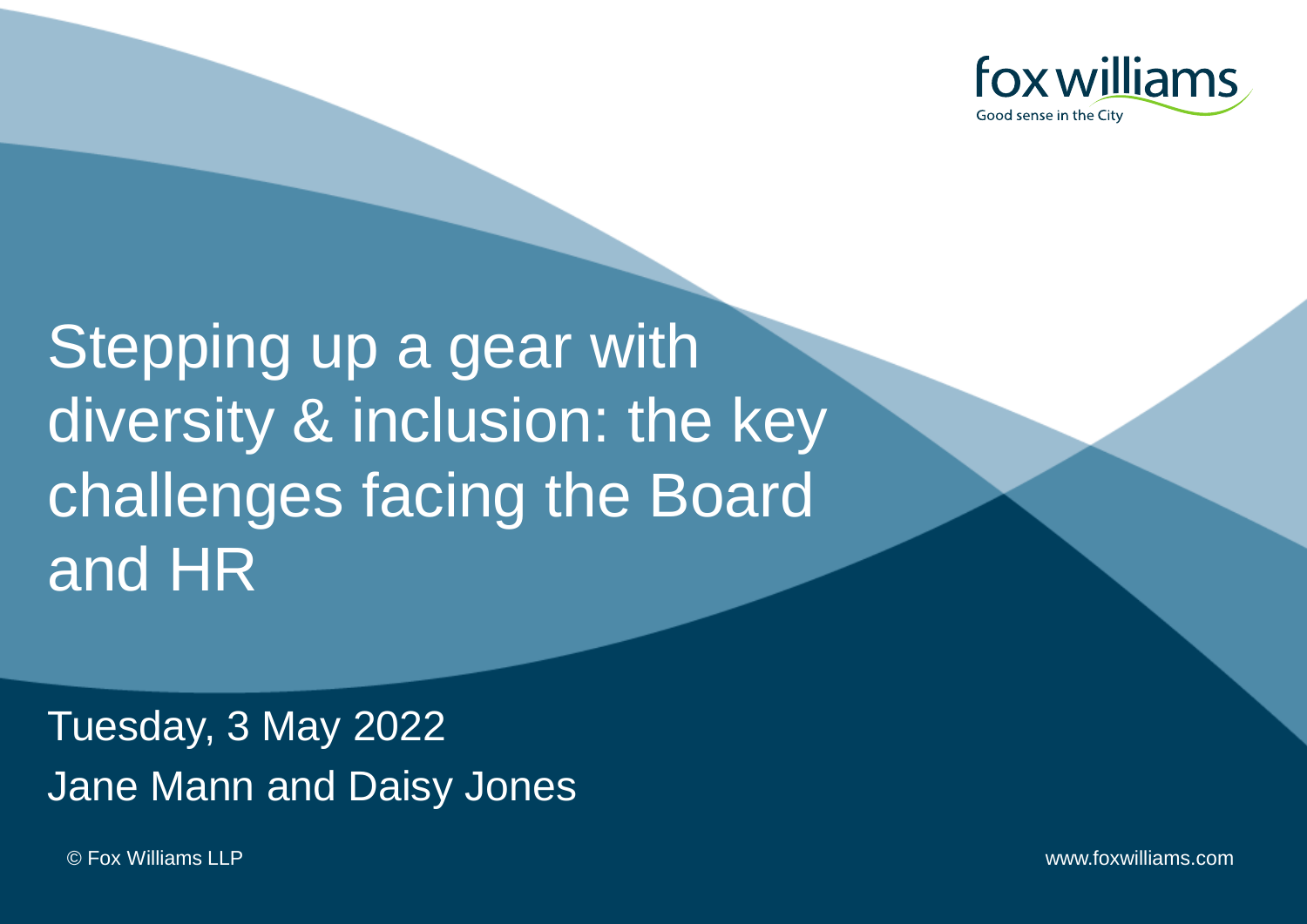fox williams

Good sense in the City

# Stepping up a gear with diversity & inclusion: the key challenges facing the Board and HR

Tuesday, 3 May 2022

Jane Mann and Daisy Jones

© Fox Williams LLP

www.foxwilliams.com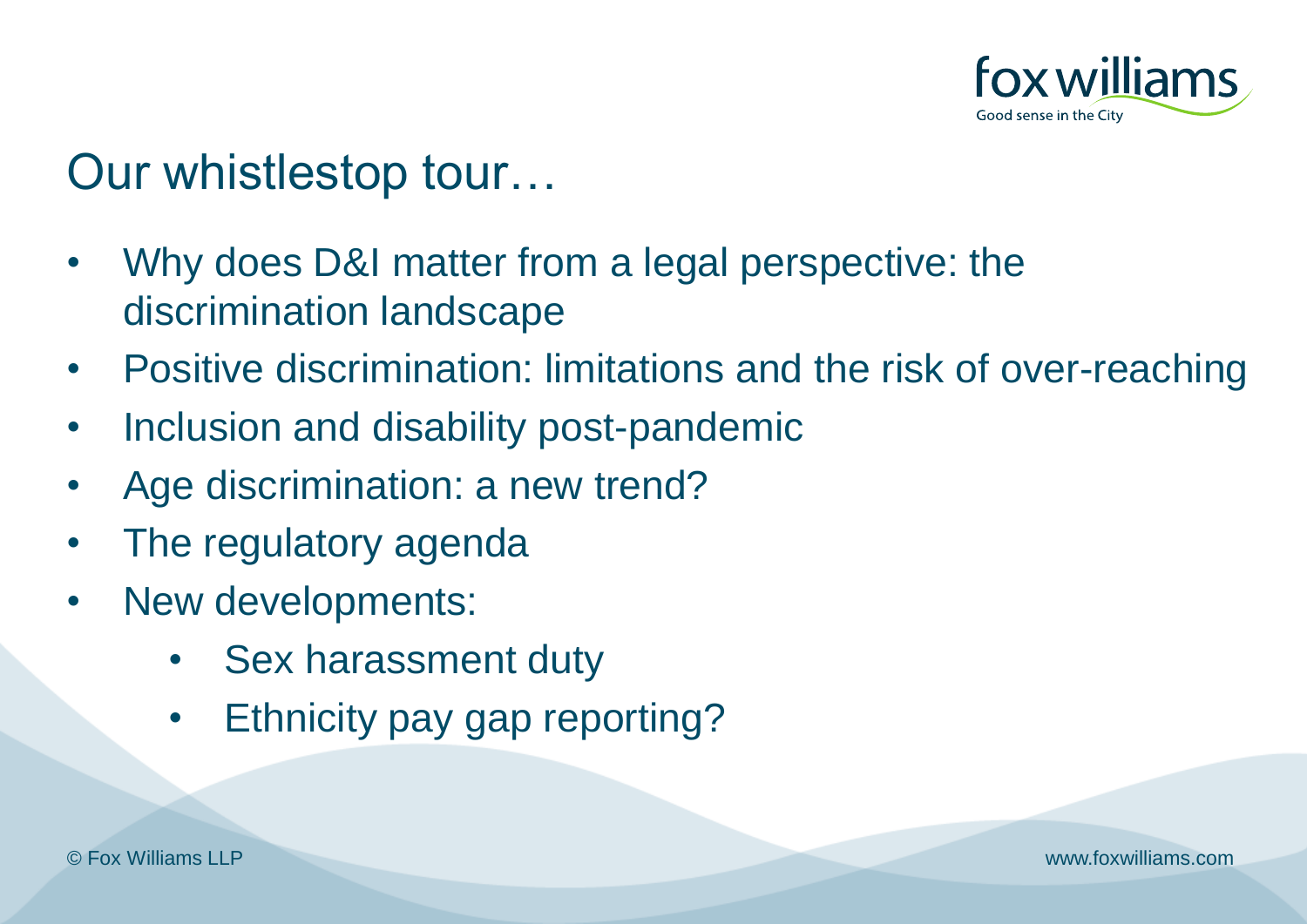# Our whistlestop tour…

- Why does D&I matter from a legal perspective: the discrimination landscape
- Positive discrimination: limitations and the risk of over-reaching
- Inclusion and disability post-pandemic
- Age discrimination: a new trend?
- The regulatory agenda
- New developments:
    - Sex harassment duty
    - Ethnicity pay gap reporting?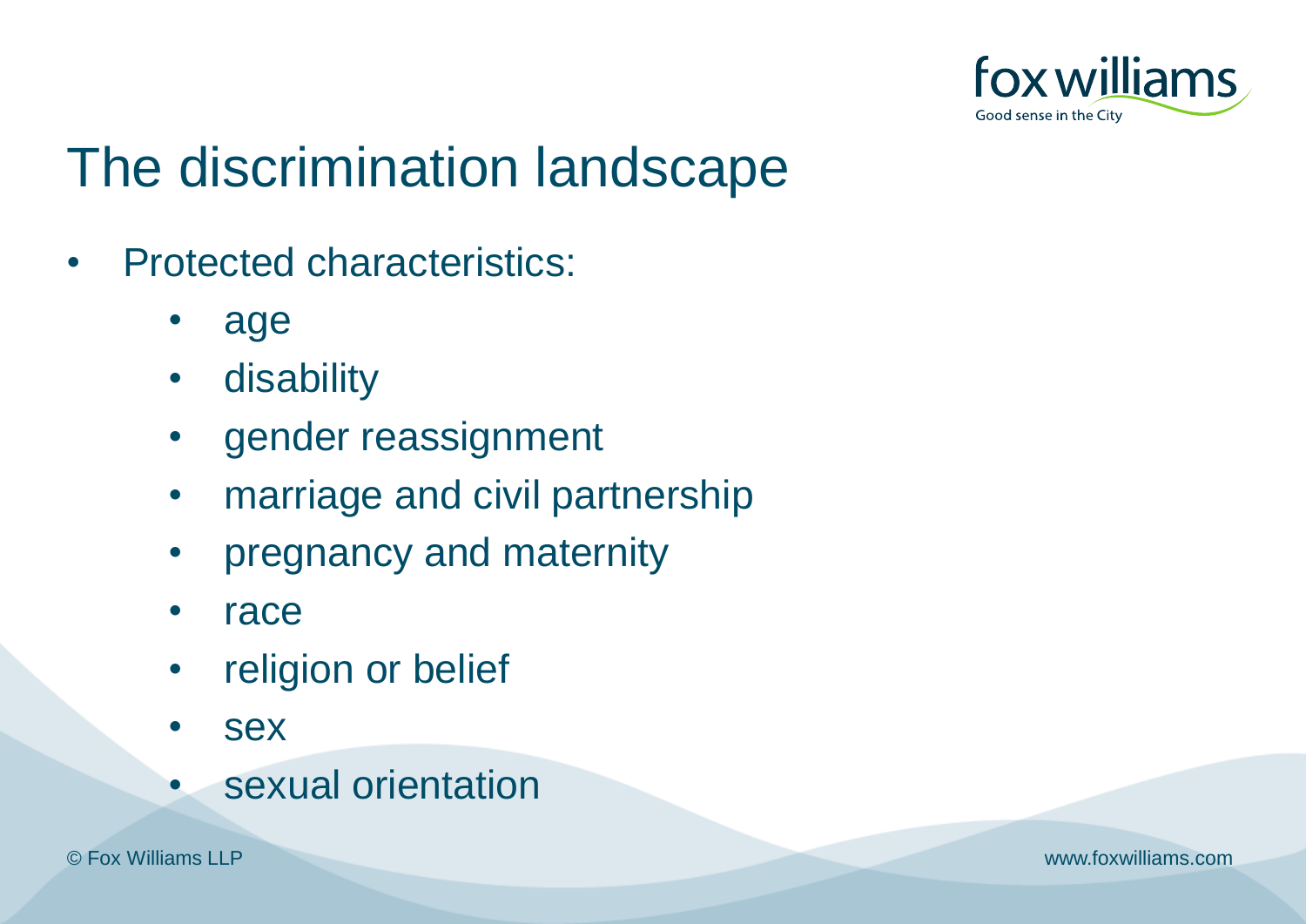# The discrimination landscape

- Protected characteristics:
  - age
  - disability
  - gender reassignment
  - marriage and civil partnership
  - pregnancy and maternity
  - race
  - religion or belief
  - sex
  - sexual orientation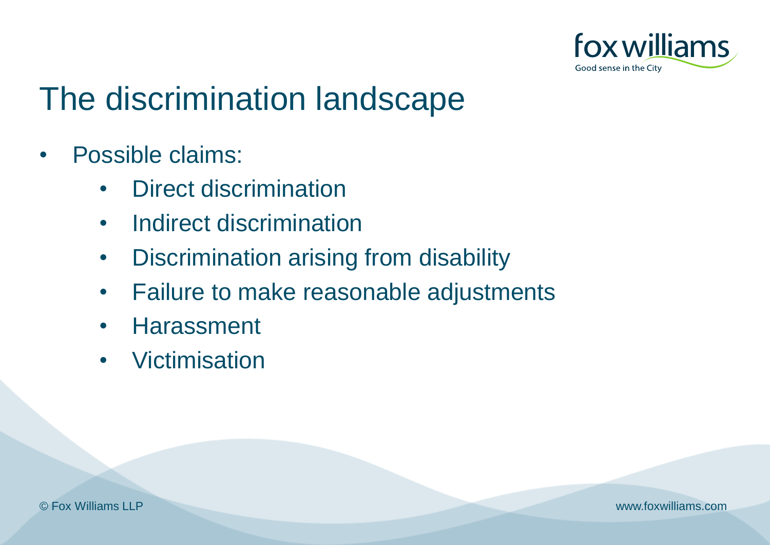# The discrimination landscape

- Possible claims:
  - Direct discrimination
  - Indirect discrimination
  - Discrimination arising from disability
  - Failure to make reasonable adjustments
  - Harassment
  - Victimisation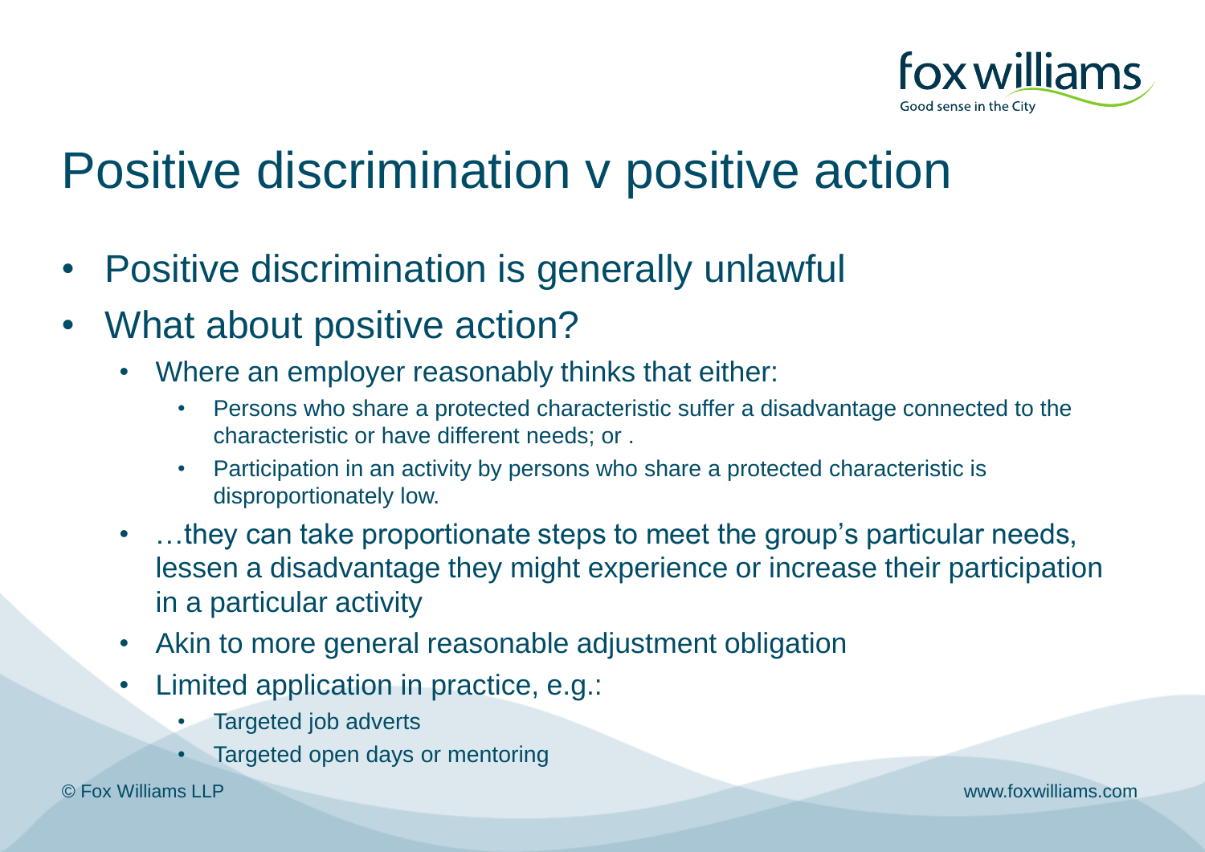# Positive discrimination v positive action

- Positive discrimination is generally unlawful
- What about positive action?
  - Where an employer reasonably thinks that either:
    - Persons who share a protected characteristic suffer a disadvantage connected to the characteristic or have different needs; or .
    - Participation in an activity by persons who share a protected characteristic is disproportionately low.
  - …they can take proportionate steps to meet the group's particular needs, lessen a disadvantage they might experience or increase their participation in a particular activity
  - Akin to more general reasonable adjustment obligation
  - Limited application in practice, e.g.:
    - Targeted job adverts
    - Targeted open days or mentoring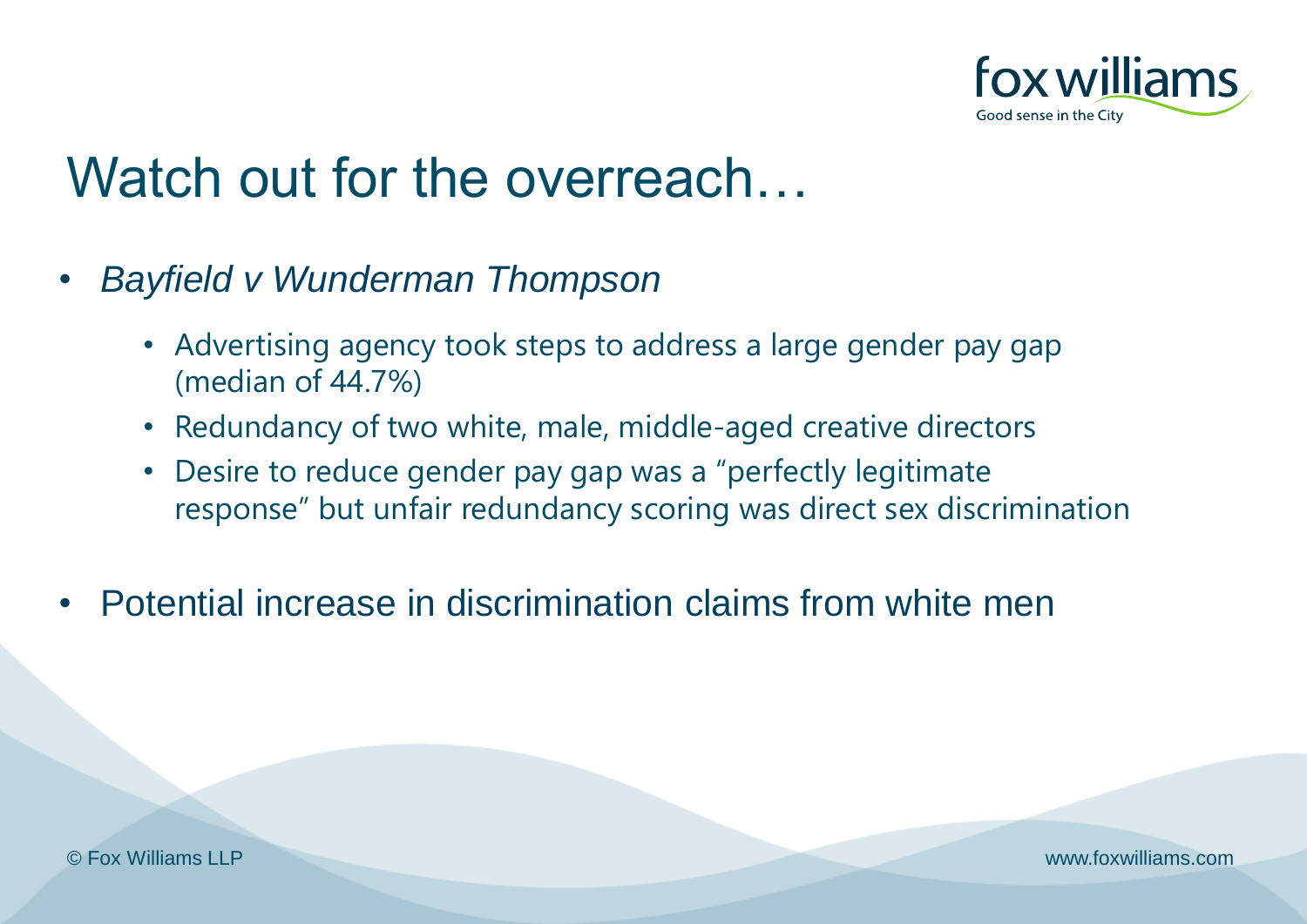# Watch out for the overreach…

- *Bayfield v Wunderman Thompson*
  - Advertising agency took steps to address a large gender pay gap (median of 44.7%)
  - Redundancy of two white, male, middle-aged creative directors
  - Desire to reduce gender pay gap was a “perfectly legitimate response” but unfair redundancy scoring was direct sex discrimination
- Potential increase in discrimination claims from white men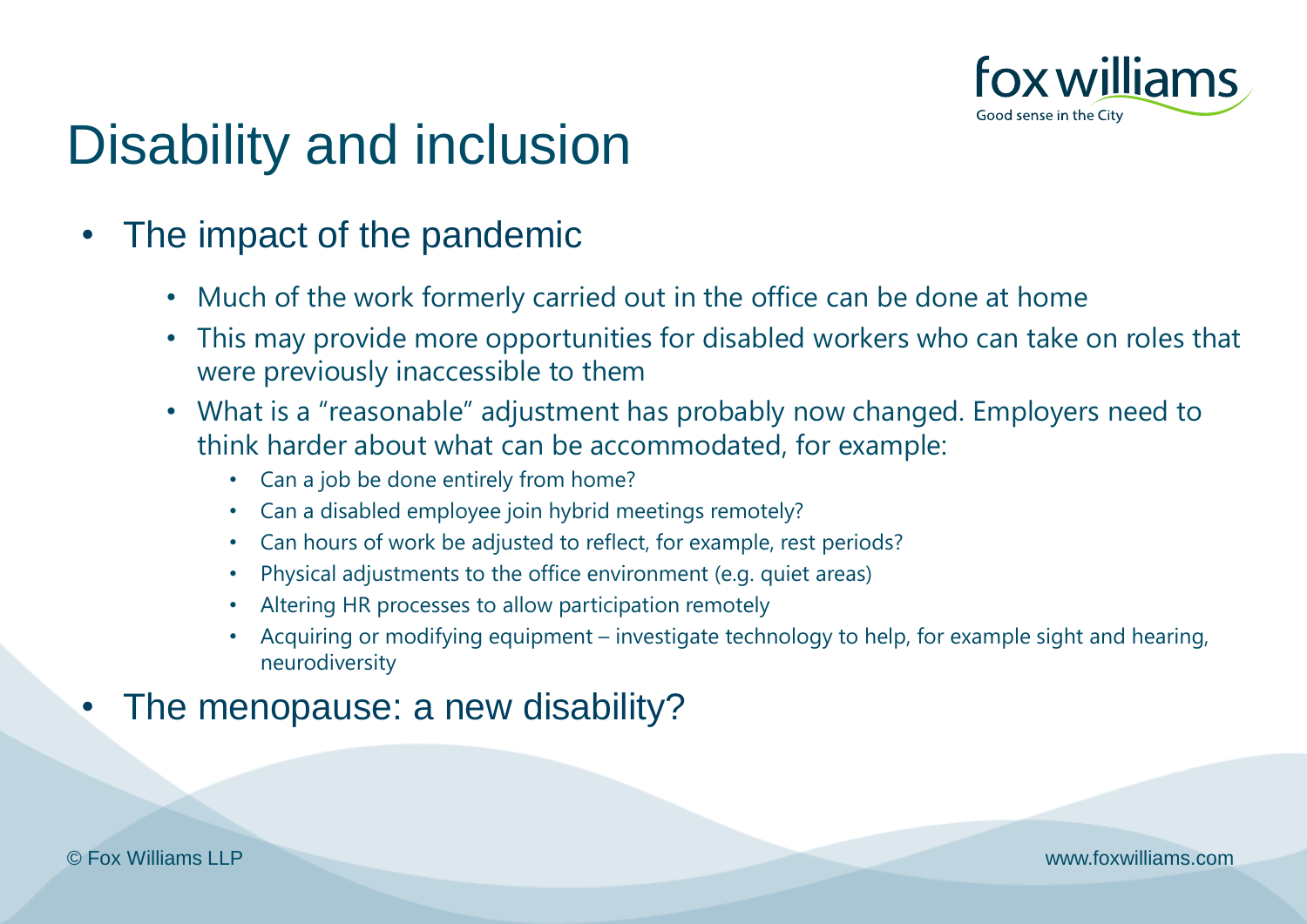# Disability and inclusion

- The impact of the pandemic
  - Much of the work formerly carried out in the office can be done at home
  - This may provide more opportunities for disabled workers who can take on roles that were previously inaccessible to them
  - What is a "reasonable" adjustment has probably now changed. Employers need to think harder about what can be accommodated, for example:
    - Can a job be done entirely from home?
    - Can a disabled employee join hybrid meetings remotely?
    - Can hours of work be adjusted to reflect, for example, rest periods?
    - Physical adjustments to the office environment (e.g. quiet areas)
    - Altering HR processes to allow participation remotely
    - Acquiring or modifying equipment – investigate technology to help, for example sight and hearing, neurodiversity
- The menopause: a new disability?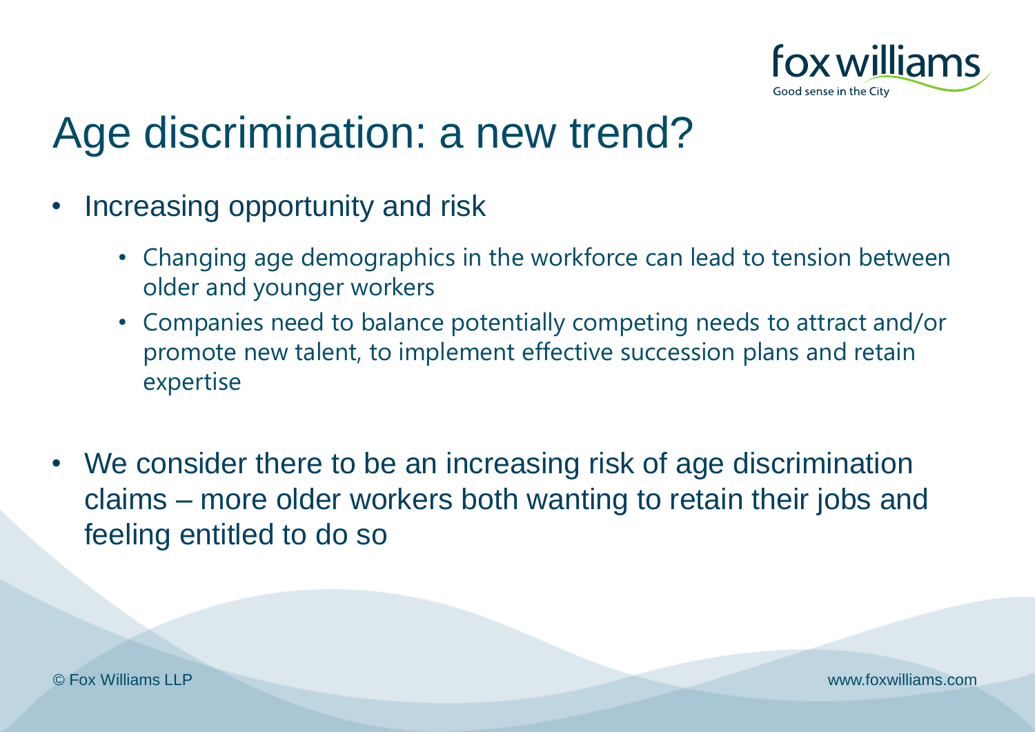# Age discrimination: a new trend?

- Increasing opportunity and risk
  - Changing age demographics in the workforce can lead to tension between older and younger workers
  - Companies need to balance potentially competing needs to attract and/or promote new talent, to implement effective succession plans and retain expertise

- We consider there to be an increasing risk of age discrimination claims – more older workers both wanting to retain their jobs and feeling entitled to do so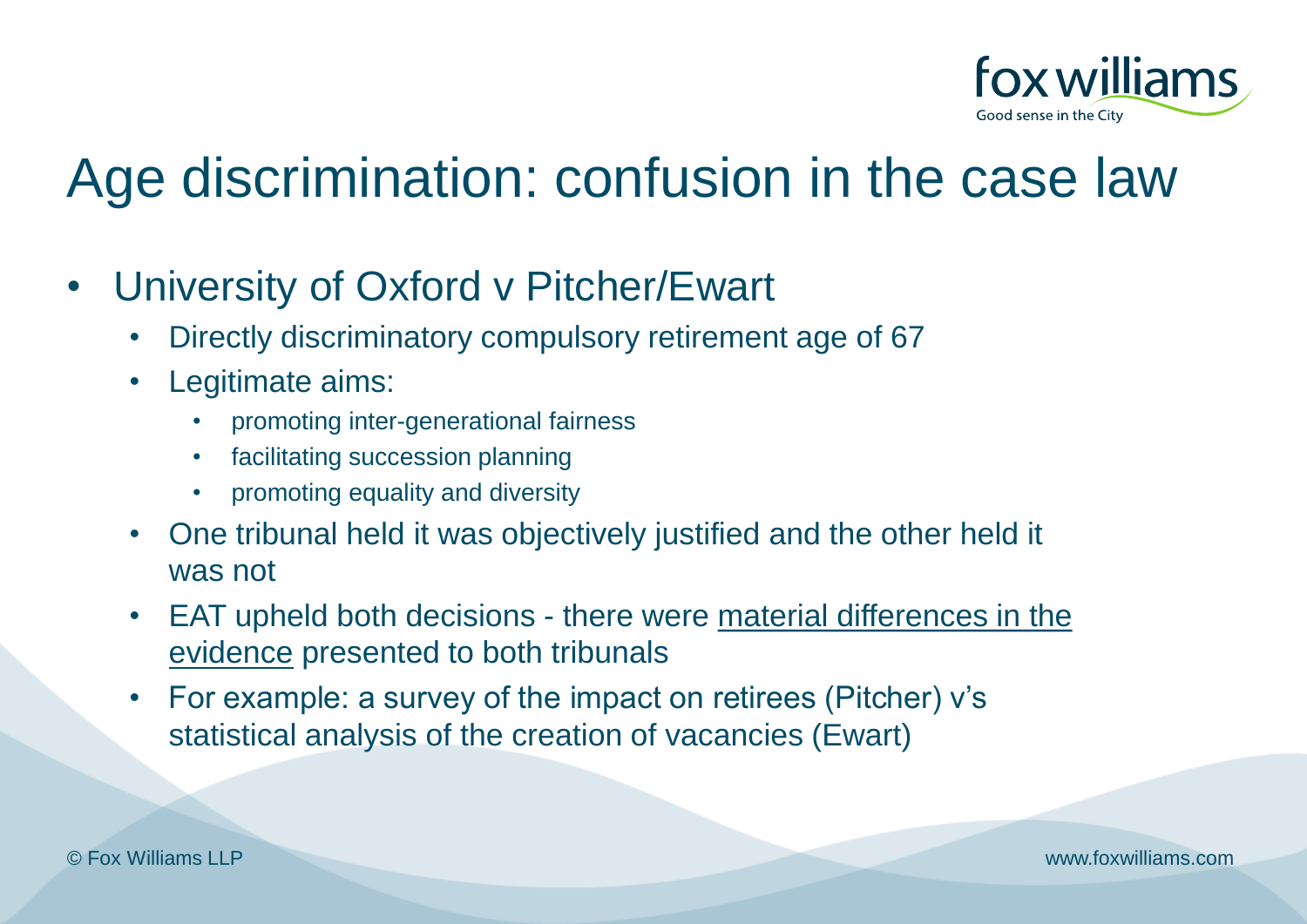# Age discrimination: confusion in the case law

- University of Oxford v Pitcher/Ewart
  - Directly discriminatory compulsory retirement age of 67
  - Legitimate aims:
    - promoting inter-generational fairness
    - facilitating succession planning
    - promoting equality and diversity
  - One tribunal held it was objectively justified and the other held it was not
  - EAT upheld both decisions - there were material differences in the evidence presented to both tribunals
  - For example: a survey of the impact on retirees (Pitcher) v's statistical analysis of the creation of vacancies (Ewart)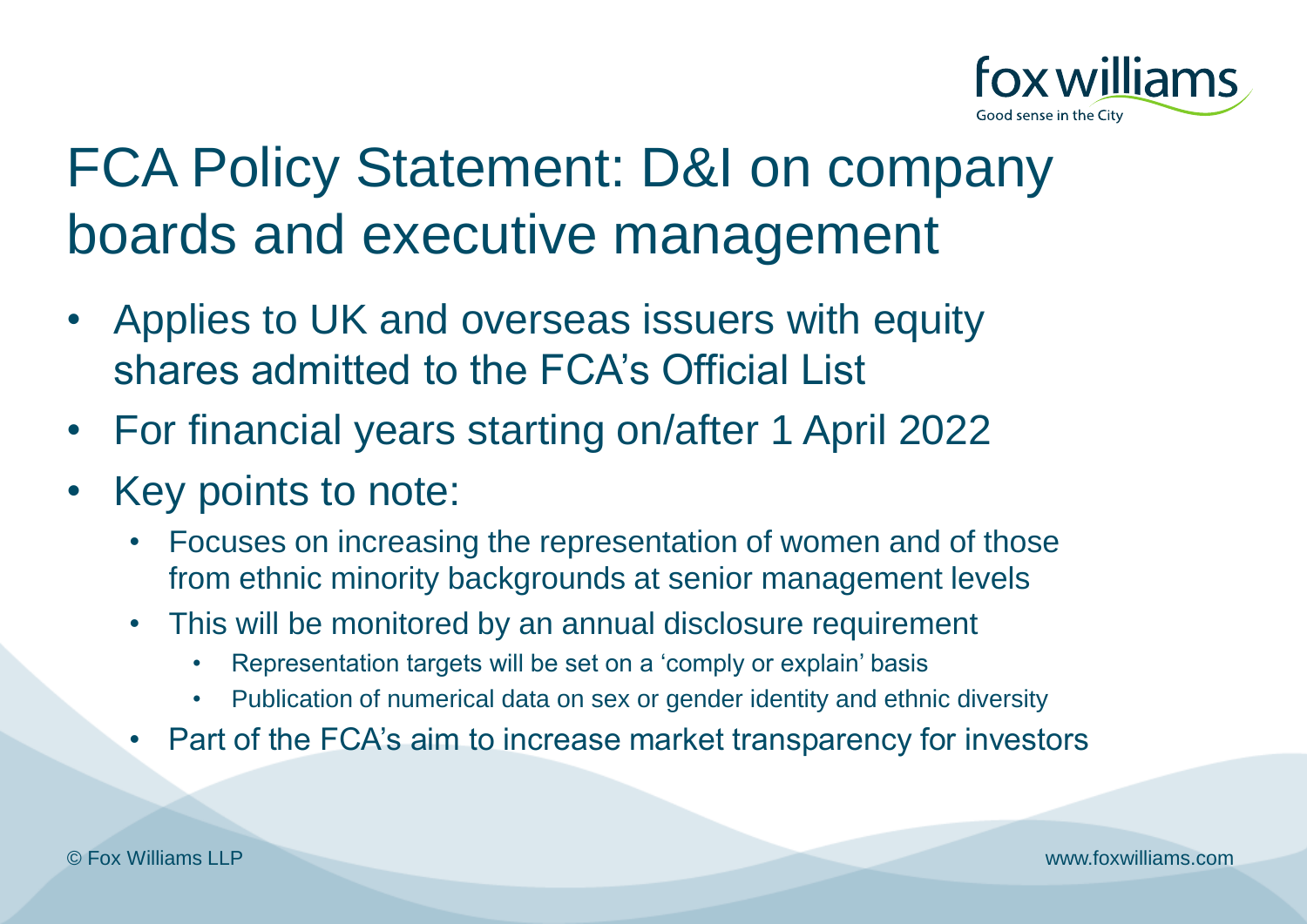# FCA Policy Statement: D&I on company boards and executive management

- Applies to UK and overseas issuers with equity shares admitted to the FCA's Official List
- For financial years starting on/after 1 April 2022
- Key points to note:
  - Focuses on increasing the representation of women and of those from ethnic minority backgrounds at senior management levels
  - This will be monitored by an annual disclosure requirement
    - Representation targets will be set on a 'comply or explain' basis
    - Publication of numerical data on sex or gender identity and ethnic diversity
  - Part of the FCA's aim to increase market transparency for investors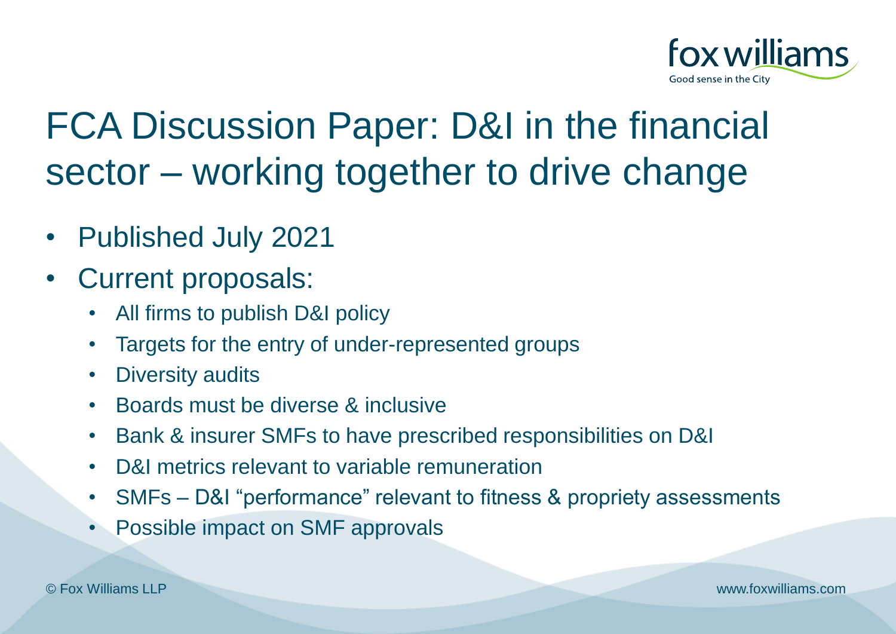# FCA Discussion Paper: D&I in the financial sector – working together to drive change

- Published July 2021
- Current proposals:
  - All firms to publish D&I policy
  - Targets for the entry of under-represented groups
  - Diversity audits
  - Boards must be diverse & inclusive
  - Bank & insurer SMFs to have prescribed responsibilities on D&I
  - D&I metrics relevant to variable remuneration
  - SMFs – D&I "performance" relevant to fitness & propriety assessments
  - Possible impact on SMF approvals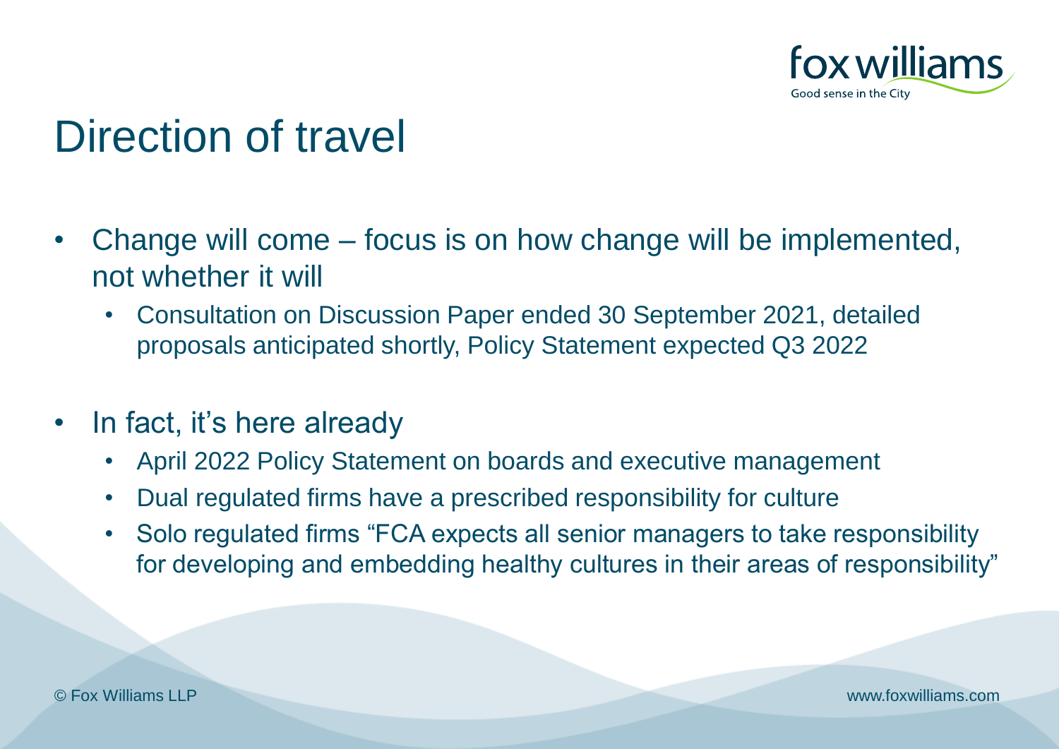# Direction of travel

- Change will come – focus is on how change will be implemented, not whether it will
  - Consultation on Discussion Paper ended 30 September 2021, detailed proposals anticipated shortly, Policy Statement expected Q3 2022
- In fact, it's here already
  - April 2022 Policy Statement on boards and executive management
  - Dual regulated firms have a prescribed responsibility for culture
  - Solo regulated firms "FCA expects all senior managers to take responsibility for developing and embedding healthy cultures in their areas of responsibility"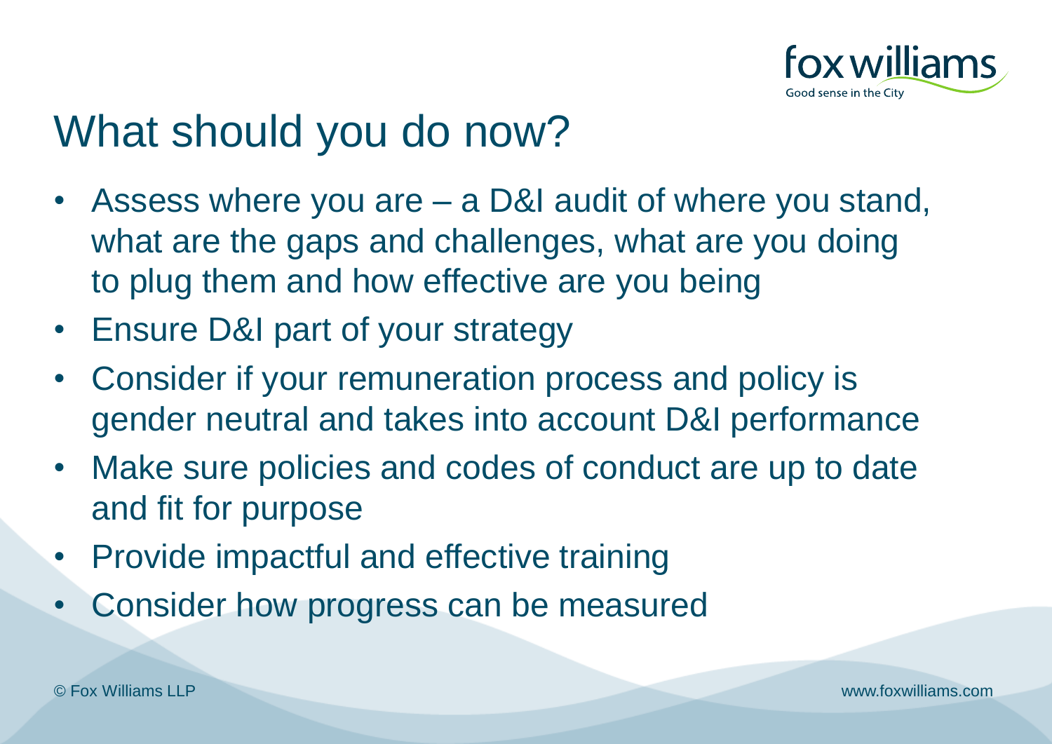# What should you do now?

- Assess where you are – a D&I audit of where you stand, what are the gaps and challenges, what are you doing to plug them and how effective are you being
- Ensure D&I part of your strategy
- Consider if your remuneration process and policy is gender neutral and takes into account D&I performance
- Make sure policies and codes of conduct are up to date and fit for purpose
- Provide impactful and effective training
- Consider how progress can be measured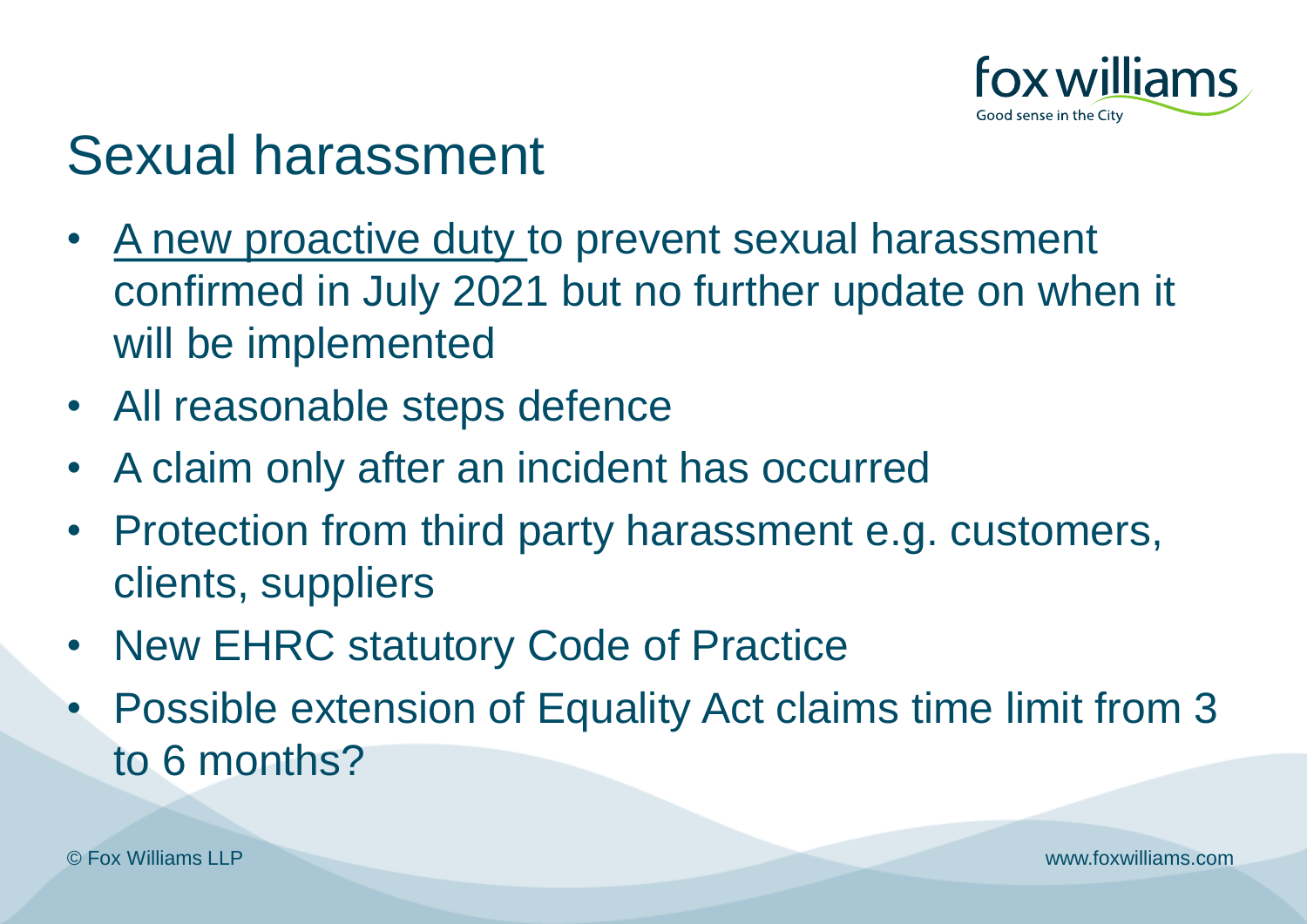# Sexual harassment

- A new proactive duty to prevent sexual harassment confirmed in July 2021 but no further update on when it will be implemented
- All reasonable steps defence
- A claim only after an incident has occurred
- Protection from third party harassment e.g. customers, clients, suppliers
- New EHRC statutory Code of Practice
- Possible extension of Equality Act claims time limit from 3 to 6 months?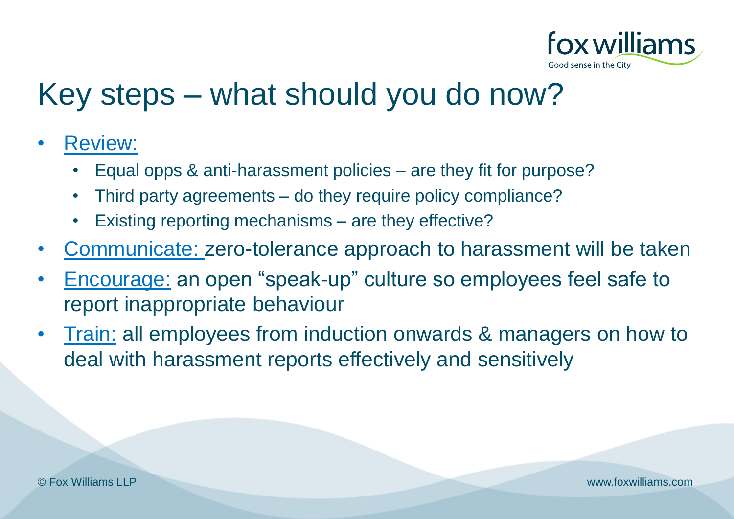# Key steps – what should you do now?

- Review:
  - Equal opps & anti-harassment policies – are they fit for purpose?
  - Third party agreements – do they require policy compliance?
  - Existing reporting mechanisms – are they effective?
- Communicate: zero-tolerance approach to harassment will be taken
- Encourage: an open "speak-up" culture so employees feel safe to report inappropriate behaviour
- Train: all employees from induction onwards & managers on how to deal with harassment reports effectively and sensitively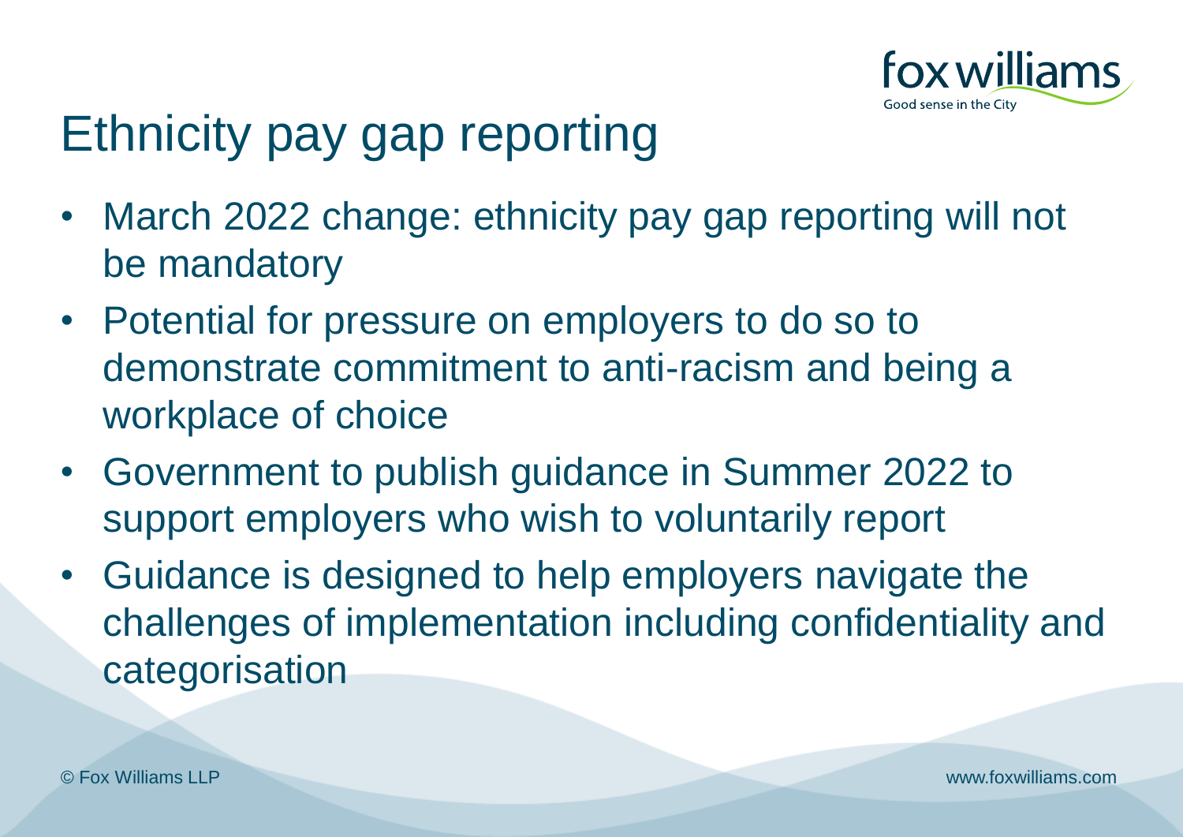# Ethnicity pay gap reporting

- March 2022 change: ethnicity pay gap reporting will not be mandatory
- Potential for pressure on employers to do so to demonstrate commitment to anti-racism and being a workplace of choice
- Government to publish guidance in Summer 2022 to support employers who wish to voluntarily report
- Guidance is designed to help employers navigate the challenges of implementation including confidentiality and categorisation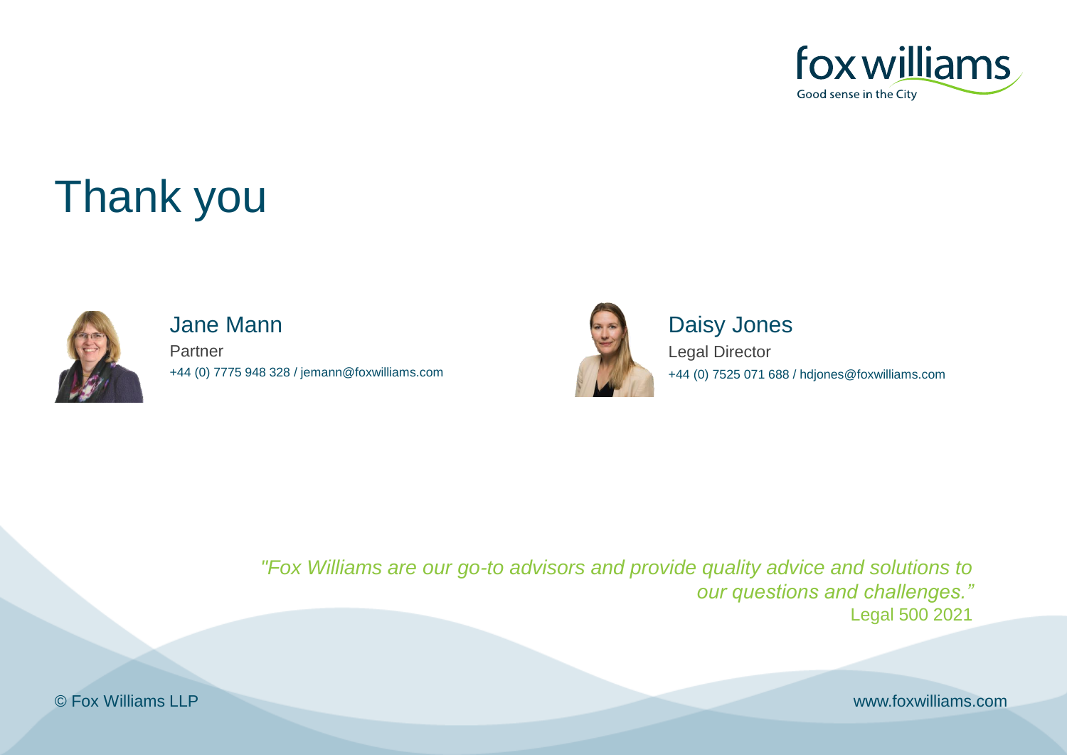fox williams
Good sense in the City

# Thank you

**Jane Mann**
Partner
+44 (0) 7775 948 328 / jemann@foxwilliams.com

**Daisy Jones**
Legal Director
+44 (0) 7525 071 688 / hdjones@foxwilliams.com

*"Fox Williams are our go-to advisors and provide quality advice and solutions to our questions and challenges."*
Legal 500 2021

© Fox Williams LLP

www.foxwilliams.com